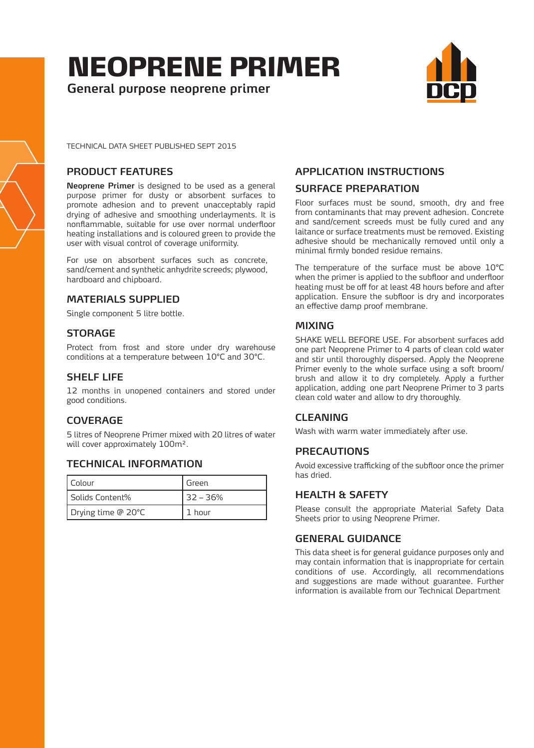# NEOPRENE PRIMER

**General purpose neoprene primer**

TECHNICAL DATA SHEET PUBLISHED SEPT 2015

## PRODUCT FEATURES

**Neoprene Primer** is designed to be used as a general purpose primer for dusty or absorbent surfaces to promote adhesion and to prevent unacceptably rapid drying of adhesive and smoothing underlayments. It is nonflammable, suitable for use over normal underfloor heating installations and is coloured green to provide the user with visual control of coverage uniformity.

For use on absorbent surfaces such as concrete, sand/cement and synthetic anhydrite screeds; plywood, hardboard and chipboard.

## MATERIALS SUPPLIED

Single component 5 litre bottle.

## STORAGE

Protect from frost and store under dry warehouse conditions at a temperature between 10°C and 30°C.

## SHELF LIFE

12 months in unopened containers and stored under good conditions.

## COVERAGE

5 litres of Neoprene Primer mixed with 20 litres of water will cover approximately 100m².

## TECHNICAL INFORMATION

| Colour | Green |
|---|---|
| Solids Content% | 32 – 36% |
| Drying time @ 20°C | 1 hour |

## APPLICATION INSTRUCTIONS

## SURFACE PREPARATION

Floor surfaces must be sound, smooth, dry and free from contaminants that may prevent adhesion. Concrete and sand/cement screeds must be fully cured and any laitance or surface treatments must be removed. Existing adhesive should be mechanically removed until only a minimal firmly bonded residue remains.

The temperature of the surface must be above 10°C when the primer is applied to the subfloor and underfloor heating must be off for at least 48 hours before and after application. Ensure the subfloor is dry and incorporates an effective damp proof membrane.

## MIXING

SHAKE WELL BEFORE USE. For absorbent surfaces add one part Neoprene Primer to 4 parts of clean cold water and stir until thoroughly dispersed. Apply the Neoprene Primer evenly to the whole surface using a soft broom/brush and allow it to dry completely. Apply a further application, adding one part Neoprene Primer to 3 parts clean cold water and allow to dry thoroughly.

## CLEANING

Wash with warm water immediately after use.

## PRECAUTIONS

Avoid excessive trafficking of the subfloor once the primer has dried.

## HEALTH & SAFETY

Please consult the appropriate Material Safety Data Sheets prior to using Neoprene Primer.

## GENERAL GUIDANCE

This data sheet is for general guidance purposes only and may contain information that is inappropriate for certain conditions of use. Accordingly, all recommendations and suggestions are made without guarantee. Further information is available from our Technical Department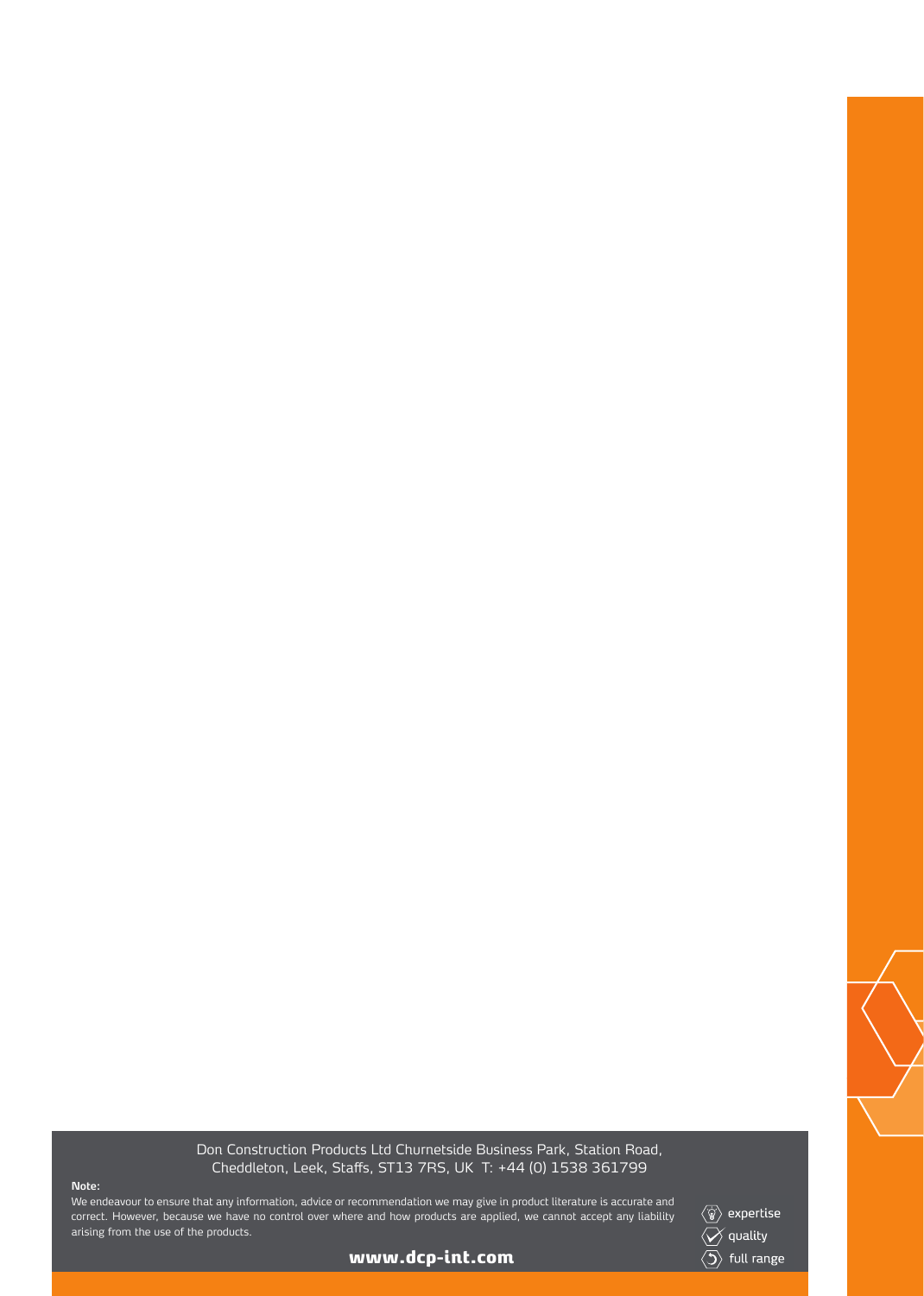Don Construction Products Ltd Churnetside Business Park, Station Road, Cheddleton, Leek, Staffs, ST13 7RS, UK T: +44 (0) 1538 361799

**Note:**

We endeavour to ensure that any information, advice or recommendation we may give in product literature is accurate and correct. However, because we have no control over where and how products are applied, we cannot accept any liability arising from the use of the products.

expertise

quality

full range

**www.dcp-int.com**